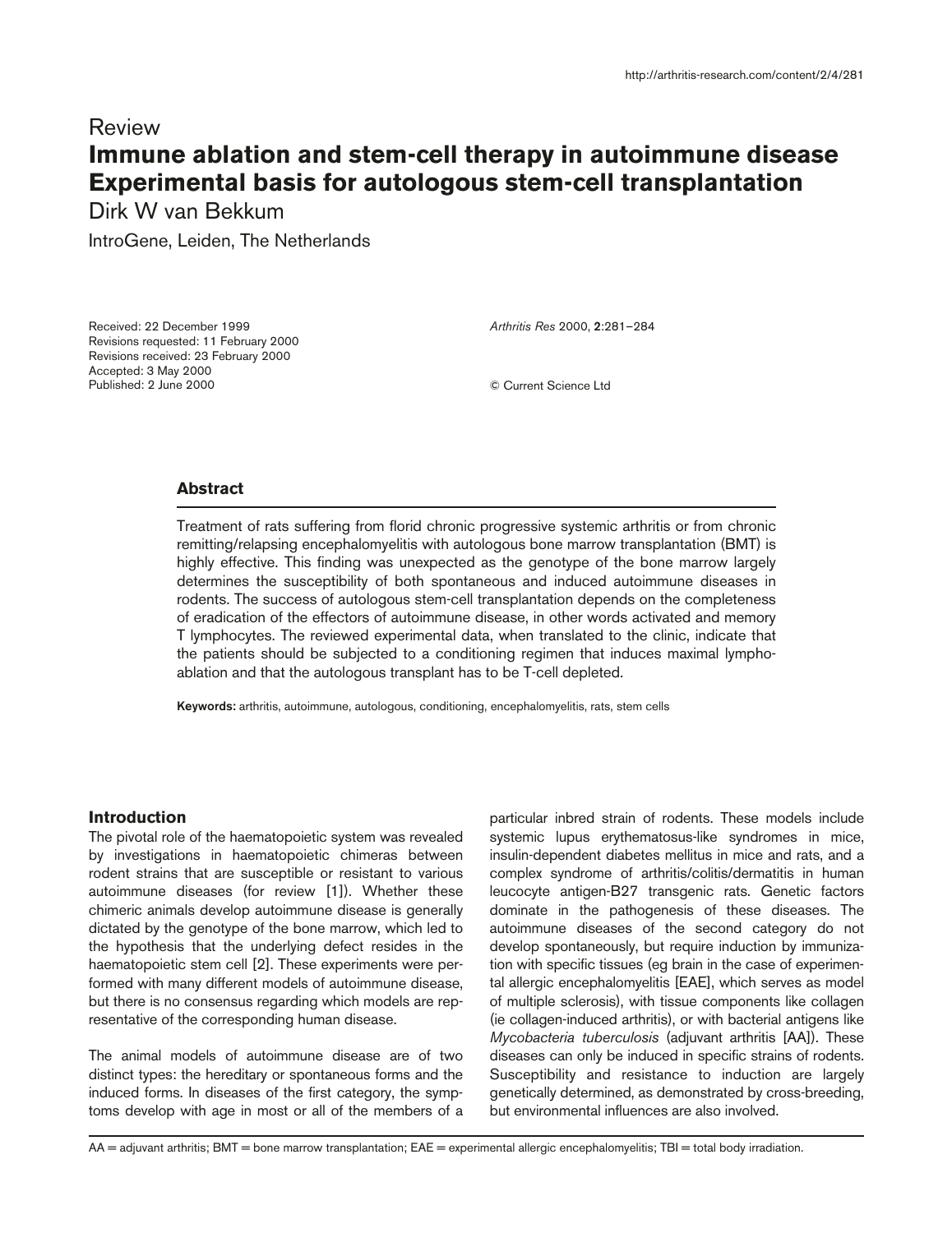# Review

# Immune ablation and stem-cell therapy in autoimmune disease Experimental basis for autologous stem-cell transplantation

Dirk W van Bekkum

IntroGene, Leiden, The Netherlands

Received: 22 December 1999
Revisions requested: 11 February 2000
Revisions received: 23 February 2000
Accepted: 3 May 2000
Published: 2 June 2000

*Arthritis Res* 2000, **2**:281–284

© Current Science Ltd

## Abstract

Treatment of rats suffering from florid chronic progressive systemic arthritis or from chronic remitting/relapsing encephalomyelitis with autologous bone marrow transplantation (BMT) is highly effective. This finding was unexpected as the genotype of the bone marrow largely determines the susceptibility of both spontaneous and induced autoimmune diseases in rodents. The success of autologous stem-cell transplantation depends on the completeness of eradication of the effectors of autoimmune disease, in other words activated and memory T lymphocytes. The reviewed experimental data, when translated to the clinic, indicate that the patients should be subjected to a conditioning regimen that induces maximal lymphoablation and that the autologous transplant has to be T-cell depleted.

**Keywords:** arthritis, autoimmune, autologous, conditioning, encephalomyelitis, rats, stem cells

## Introduction

The pivotal role of the haematopoietic system was revealed by investigations in haematopoietic chimeras between rodent strains that are susceptible or resistant to various autoimmune diseases (for review [1]). Whether these chimeric animals develop autoimmune disease is generally dictated by the genotype of the bone marrow, which led to the hypothesis that the underlying defect resides in the haematopoietic stem cell [2]. These experiments were performed with many different models of autoimmune disease, but there is no consensus regarding which models are representative of the corresponding human disease.

The animal models of autoimmune disease are of two distinct types: the hereditary or spontaneous forms and the induced forms. In diseases of the first category, the symptoms develop with age in most or all of the members of a particular inbred strain of rodents. These models include systemic lupus erythematosus-like syndromes in mice, insulin-dependent diabetes mellitus in mice and rats, and a complex syndrome of arthritis/colitis/dermatitis in human leucocyte antigen-B27 transgenic rats. Genetic factors dominate in the pathogenesis of these diseases. The autoimmune diseases of the second category do not develop spontaneously, but require induction by immunization with specific tissues (eg brain in the case of experimental allergic encephalomyelitis [EAE], which serves as model of multiple sclerosis), with tissue components like collagen (ie collagen-induced arthritis), or with bacterial antigens like *Mycobacteria tuberculosis* (adjuvant arthritis [AA]). These diseases can only be induced in specific strains of rodents. Susceptibility and resistance to induction are largely genetically determined, as demonstrated by cross-breeding, but environmental influences are also involved.

AA = adjuvant arthritis; BMT = bone marrow transplantation; EAE = experimental allergic encephalomyelitis; TBI = total body irradiation.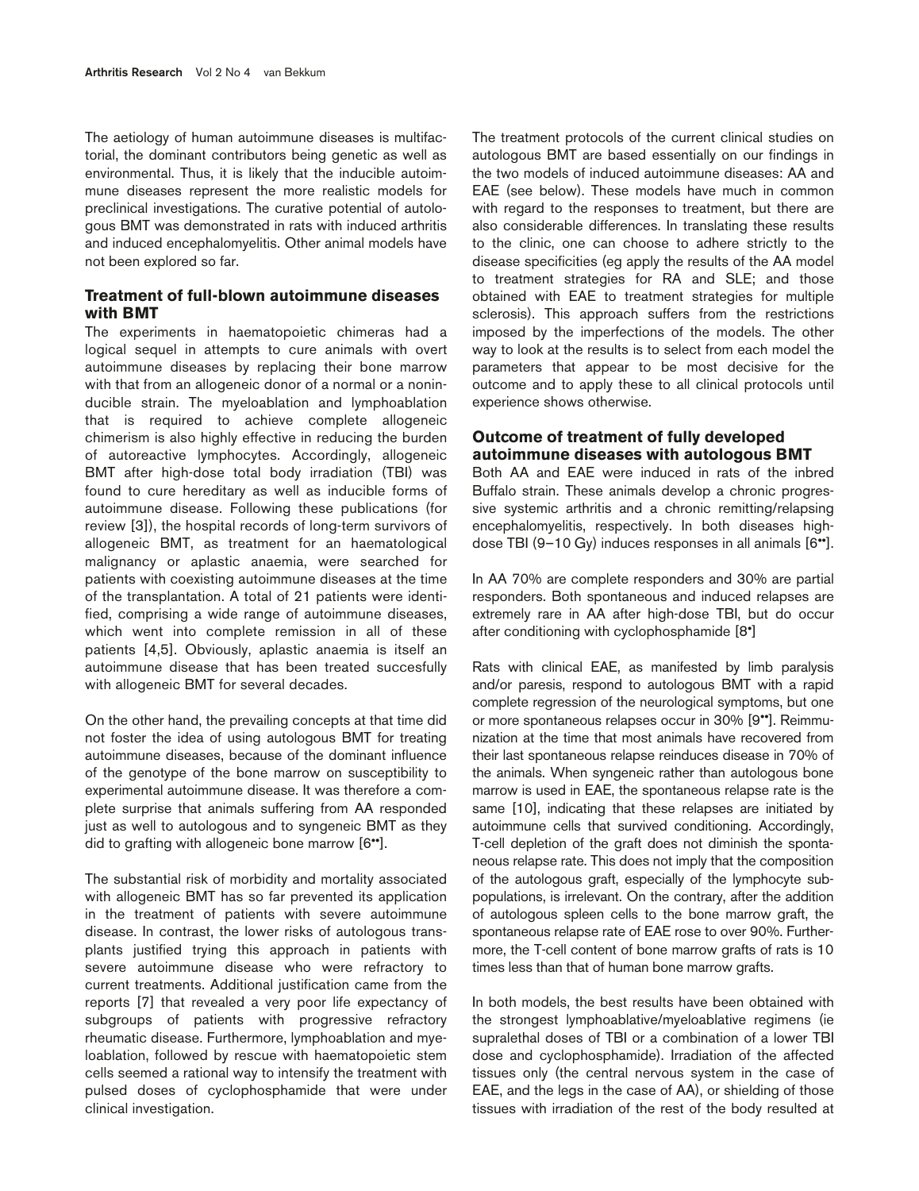The aetiology of human autoimmune diseases is multifactorial, the dominant contributors being genetic as well as environmental. Thus, it is likely that the inducible autoimmune diseases represent the more realistic models for preclinical investigations. The curative potential of autologous BMT was demonstrated in rats with induced arthritis and induced encephalomyelitis. Other animal models have not been explored so far.

## Treatment of full-blown autoimmune diseases with BMT

The experiments in haematopoietic chimeras had a logical sequel in attempts to cure animals with overt autoimmune diseases by replacing their bone marrow with that from an allogeneic donor of a normal or a noninducible strain. The myeloablation and lymphoablation that is required to achieve complete allogeneic chimerism is also highly effective in reducing the burden of autoreactive lymphocytes. Accordingly, allogeneic BMT after high-dose total body irradiation (TBI) was found to cure hereditary as well as inducible forms of autoimmune disease. Following these publications (for review [3]), the hospital records of long-term survivors of allogeneic BMT, as treatment for an haematological malignancy or aplastic anaemia, were searched for patients with coexisting autoimmune diseases at the time of the transplantation. A total of 21 patients were identified, comprising a wide range of autoimmune diseases, which went into complete remission in all of these patients [4,5]. Obviously, aplastic anaemia is itself an autoimmune disease that has been treated succesfully with allogeneic BMT for several decades.

On the other hand, the prevailing concepts at that time did not foster the idea of using autologous BMT for treating autoimmune diseases, because of the dominant influence of the genotype of the bone marrow on susceptibility to experimental autoimmune disease. It was therefore a complete surprise that animals suffering from AA responded just as well to autologous and to syngeneic BMT as they did to grafting with allogeneic bone marrow [6••].

The substantial risk of morbidity and mortality associated with allogeneic BMT has so far prevented its application in the treatment of patients with severe autoimmune disease. In contrast, the lower risks of autologous transplants justified trying this approach in patients with severe autoimmune disease who were refractory to current treatments. Additional justification came from the reports [7] that revealed a very poor life expectancy of subgroups of patients with progressive refractory rheumatic disease. Furthermore, lymphoablation and myeloablation, followed by rescue with haematopoietic stem cells seemed a rational way to intensify the treatment with pulsed doses of cyclophosphamide that were under clinical investigation.

The treatment protocols of the current clinical studies on autologous BMT are based essentially on our findings in the two models of induced autoimmune diseases: AA and EAE (see below). These models have much in common with regard to the responses to treatment, but there are also considerable differences. In translating these results to the clinic, one can choose to adhere strictly to the disease specificities (eg apply the results of the AA model to treatment strategies for RA and SLE; and those obtained with EAE to treatment strategies for multiple sclerosis). This approach suffers from the restrictions imposed by the imperfections of the models. The other way to look at the results is to select from each model the parameters that appear to be most decisive for the outcome and to apply these to all clinical protocols until experience shows otherwise.

## Outcome of treatment of fully developed autoimmune diseases with autologous BMT

Both AA and EAE were induced in rats of the inbred Buffalo strain. These animals develop a chronic progressive systemic arthritis and a chronic remitting/relapsing encephalomyelitis, respectively. In both diseases high-dose TBI (9–10 Gy) induces responses in all animals [6••].

In AA 70% are complete responders and 30% are partial responders. Both spontaneous and induced relapses are extremely rare in AA after high-dose TBI, but do occur after conditioning with cyclophosphamide [8•]

Rats with clinical EAE, as manifested by limb paralysis and/or paresis, respond to autologous BMT with a rapid complete regression of the neurological symptoms, but one or more spontaneous relapses occur in 30% [9••]. Reimmunization at the time that most animals have recovered from their last spontaneous relapse reinduces disease in 70% of the animals. When syngeneic rather than autologous bone marrow is used in EAE, the spontaneous relapse rate is the same [10], indicating that these relapses are initiated by autoimmune cells that survived conditioning. Accordingly, T-cell depletion of the graft does not diminish the spontaneous relapse rate. This does not imply that the composition of the autologous graft, especially of the lymphocyte subpopulations, is irrelevant. On the contrary, after the addition of autologous spleen cells to the bone marrow graft, the spontaneous relapse rate of EAE rose to over 90%. Furthermore, the T-cell content of bone marrow grafts of rats is 10 times less than that of human bone marrow grafts.

In both models, the best results have been obtained with the strongest lymphoablative/myeloablative regimens (ie supralethal doses of TBI or a combination of a lower TBI dose and cyclophosphamide). Irradiation of the affected tissues only (the central nervous system in the case of EAE, and the legs in the case of AA), or shielding of those tissues with irradiation of the rest of the body resulted at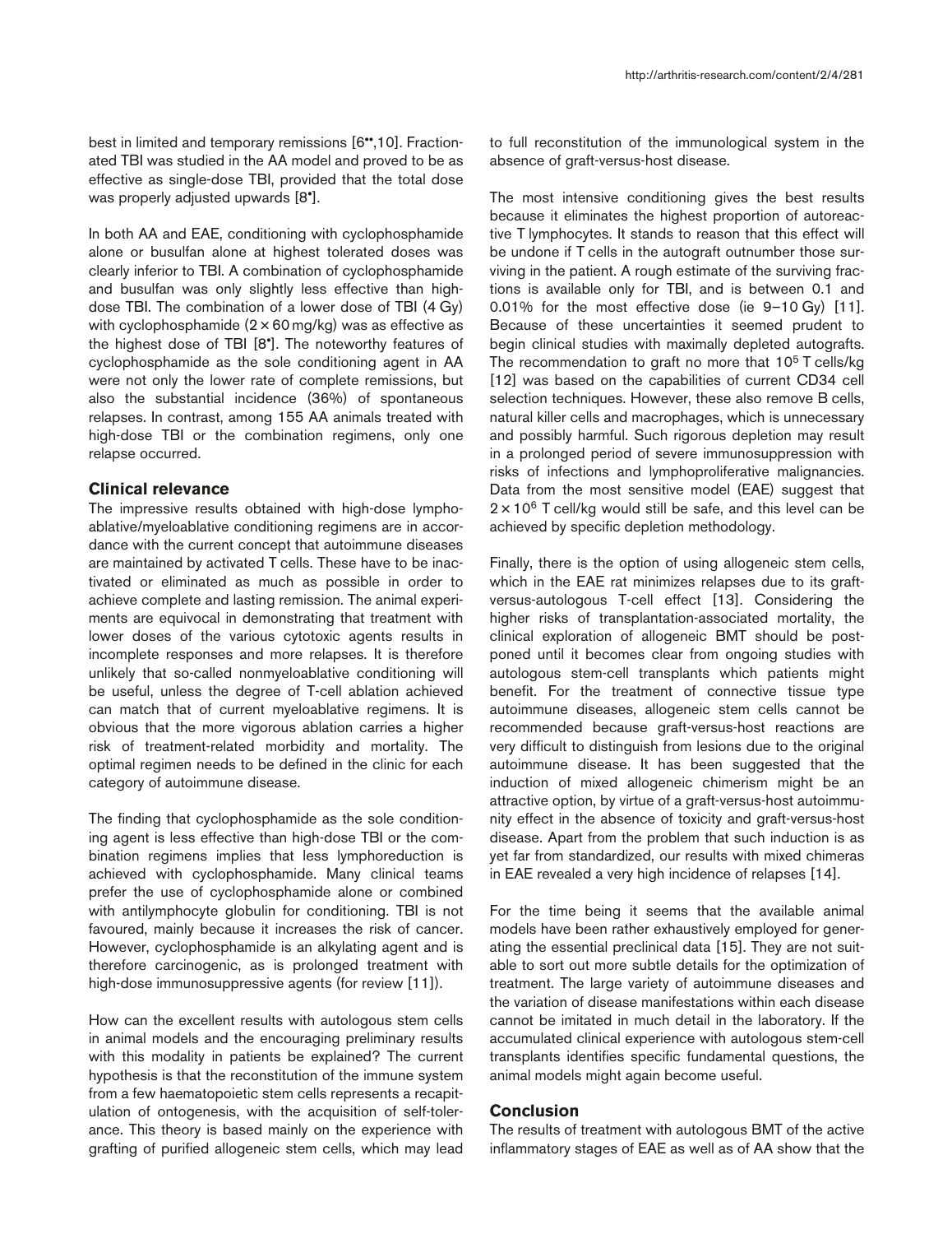best in limited and temporary remissions [6••,10]. Fractionated TBI was studied in the AA model and proved to be as effective as single-dose TBI, provided that the total dose was properly adjusted upwards [8•].

In both AA and EAE, conditioning with cyclophosphamide alone or busulfan alone at highest tolerated doses was clearly inferior to TBI. A combination of cyclophosphamide and busulfan was only slightly less effective than high-dose TBI. The combination of a lower dose of TBI (4 Gy) with cyclophosphamide ($2 \times 60$ mg/kg) was as effective as the highest dose of TBI [8•]. The noteworthy features of cyclophosphamide as the sole conditioning agent in AA were not only the lower rate of complete remissions, but also the substantial incidence (36%) of spontaneous relapses. In contrast, among 155 AA animals treated with high-dose TBI or the combination regimens, only one relapse occurred.

## Clinical relevance

The impressive results obtained with high-dose lymphoablative/myeloablative conditioning regimens are in accordance with the current concept that autoimmune diseases are maintained by activated T cells. These have to be inactivated or eliminated as much as possible in order to achieve complete and lasting remission. The animal experiments are equivocal in demonstrating that treatment with lower doses of the various cytotoxic agents results in incomplete responses and more relapses. It is therefore unlikely that so-called nonmyeloablative conditioning will be useful, unless the degree of T-cell ablation achieved can match that of current myeloablative regimens. It is obvious that the more vigorous ablation carries a higher risk of treatment-related morbidity and mortality. The optimal regimen needs to be defined in the clinic for each category of autoimmune disease.

The finding that cyclophosphamide as the sole conditioning agent is less effective than high-dose TBI or the combination regimens implies that less lymphoreduction is achieved with cyclophosphamide. Many clinical teams prefer the use of cyclophosphamide alone or combined with antilymphocyte globulin for conditioning. TBI is not favoured, mainly because it increases the risk of cancer. However, cyclophosphamide is an alkylating agent and is therefore carcinogenic, as is prolonged treatment with high-dose immunosuppressive agents (for review [11]).

How can the excellent results with autologous stem cells in animal models and the encouraging preliminary results with this modality in patients be explained? The current hypothesis is that the reconstitution of the immune system from a few haematopoietic stem cells represents a recapitulation of ontogenesis, with the acquisition of self-tolerance. This theory is based mainly on the experience with grafting of purified allogeneic stem cells, which may lead to full reconstitution of the immunological system in the absence of graft-versus-host disease.

The most intensive conditioning gives the best results because it eliminates the highest proportion of autoreactive T lymphocytes. It stands to reason that this effect will be undone if T cells in the autograft outnumber those surviving in the patient. A rough estimate of the surviving fractions is available only for TBI, and is between 0.1 and 0.01% for the most effective dose (ie 9–10 Gy) [11]. Because of these uncertainties it seemed prudent to begin clinical studies with maximally depleted autografts. The recommendation to graft no more that $10^5$ T cells/kg [12] was based on the capabilities of current CD34 cell selection techniques. However, these also remove B cells, natural killer cells and macrophages, which is unnecessary and possibly harmful. Such rigorous depletion may result in a prolonged period of severe immunosuppression with risks of infections and lymphoproliferative malignancies. Data from the most sensitive model (EAE) suggest that $2 \times 10^6$ T cell/kg would still be safe, and this level can be achieved by specific depletion methodology.

Finally, there is the option of using allogeneic stem cells, which in the EAE rat minimizes relapses due to its graft-versus-autologous T-cell effect [13]. Considering the higher risks of transplantation-associated mortality, the clinical exploration of allogeneic BMT should be postponed until it becomes clear from ongoing studies with autologous stem-cell transplants which patients might benefit. For the treatment of connective tissue type autoimmune diseases, allogeneic stem cells cannot be recommended because graft-versus-host reactions are very difficult to distinguish from lesions due to the original autoimmune disease. It has been suggested that the induction of mixed allogeneic chimerism might be an attractive option, by virtue of a graft-versus-host autoimmunity effect in the absence of toxicity and graft-versus-host disease. Apart from the problem that such induction is as yet far from standardized, our results with mixed chimeras in EAE revealed a very high incidence of relapses [14].

For the time being it seems that the available animal models have been rather exhaustively employed for generating the essential preclinical data [15]. They are not suitable to sort out more subtle details for the optimization of treatment. The large variety of autoimmune diseases and the variation of disease manifestations within each disease cannot be imitated in much detail in the laboratory. If the accumulated clinical experience with autologous stem-cell transplants identifies specific fundamental questions, the animal models might again become useful.

## Conclusion

The results of treatment with autologous BMT of the active inflammatory stages of EAE as well as of AA show that the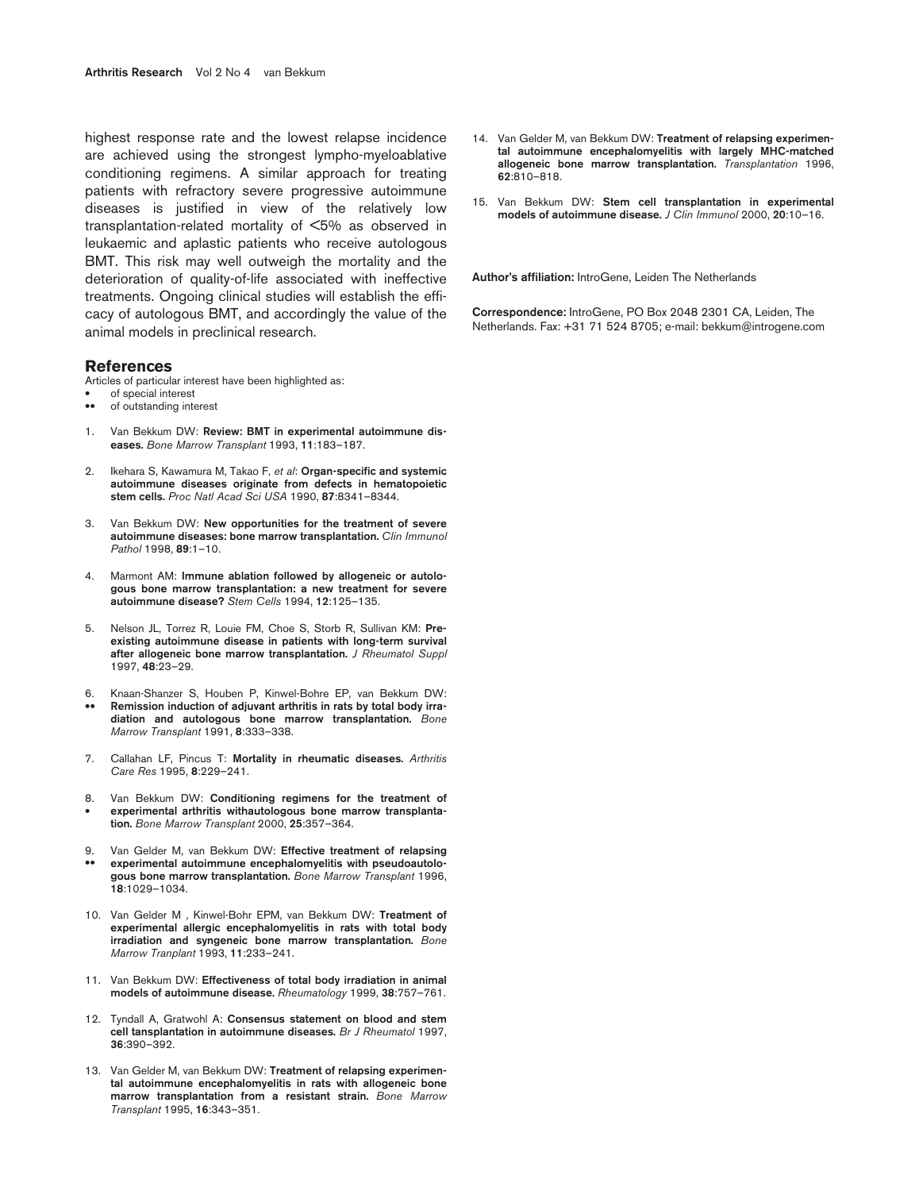highest response rate and the lowest relapse incidence are achieved using the strongest lympho-myeloablative conditioning regimens. A similar approach for treating patients with refractory severe progressive autoimmune diseases is justified in view of the relatively low transplantation-related mortality of <5% as observed in leukaemic and aplastic patients who receive autologous BMT. This risk may well outweigh the mortality and the deterioration of quality-of-life associated with ineffective treatments. Ongoing clinical studies will establish the efficacy of autologous BMT, and accordingly the value of the animal models in preclinical research.

## References

Articles of particular interest have been highlighted as:
- • of special interest
- •• of outstanding interest

1. Van Bekkum DW: **Review: BMT in experimental autoimmune diseases.** *Bone Marrow Transplant* 1993, **11**:183–187.
2. Ikehara S, Kawamura M, Takao F, *et al*: **Organ-specific and systemic autoimmune diseases originate from defects in hematopoietic stem cells.** *Proc Natl Acad Sci USA* 1990, **87**:8341–8344.
3. Van Bekkum DW: **New opportunities for the treatment of severe autoimmune diseases: bone marrow transplantation.** *Clin Immunol Pathol* 1998, **89**:1–10.
4. Marmont AM: **Immune ablation followed by allogeneic or autologous bone marrow transplantation: a new treatment for severe autoimmune disease?** *Stem Cells* 1994, **12**:125–135.
5. Nelson JL, Torrez R, Louie FM, Choe S, Storb R, Sullivan KM: **Pre-existing autoimmune disease in patients with long-term survival after allogeneic bone marrow transplantation.** *J Rheumatol Suppl* 1997, **48**:23–29.
6. •• Knaan-Shanzer S, Houben P, Kinwel-Bohre EP, van Bekkum DW: **Remission induction of adjuvant arthritis in rats by total body irradiation and autologous bone marrow transplantation.** *Bone Marrow Transplant* 1991, **8**:333–338.
7. Callahan LF, Pincus T: **Mortality in rheumatic diseases.** *Arthritis Care Res* 1995, **8**:229–241.
8. • Van Bekkum DW: **Conditioning regimens for the treatment of experimental arthritis withautologous bone marrow transplantation.** *Bone Marrow Transplant* 2000, **25**:357–364.
9. •• Van Gelder M, van Bekkum DW: **Effective treatment of relapsing experimental autoimmune encephalomyelitis with pseudoautologous bone marrow transplantation.** *Bone Marrow Transplant* 1996, **18**:1029–1034.
10. Van Gelder M , Kinwel-Bohr EPM, van Bekkum DW: **Treatment of experimental allergic encephalomyelitis in rats with total body irradiation and syngeneic bone marrow transplantation.** *Bone Marrow Tranplant* 1993, **11**:233–241.
11. Van Bekkum DW: **Effectiveness of total body irradiation in animal models of autoimmune disease.** *Rheumatology* 1999, **38**:757–761.
12. Tyndall A, Gratwohl A: **Consensus statement on blood and stem cell tansplantation in autoimmune diseases.** *Br J Rheumatol* 1997, **36**:390–392.
13. Van Gelder M, van Bekkum DW: **Treatment of relapsing experimental autoimmune encephalomyelitis in rats with allogeneic bone marrow transplantation from a resistant strain.** *Bone Marrow Transplant* 1995, **16**:343–351.
14. Van Gelder M, van Bekkum DW: **Treatment of relapsing experimental autoimmune encephalomyelitis with largely MHC-matched allogeneic bone marrow transplantation.** *Transplantation* 1996, **62**:810–818.
15. Van Bekkum DW: **Stem cell transplantation in experimental models of autoimmune disease.** *J Clin Immunol* 2000, **20**:10–16.

**Author's affiliation:** IntroGene, Leiden The Netherlands

**Correspondence:** IntroGene, PO Box 2048 2301 CA, Leiden, The Netherlands. Fax: +31 71 524 8705; e-mail: bekkum@introgene.com